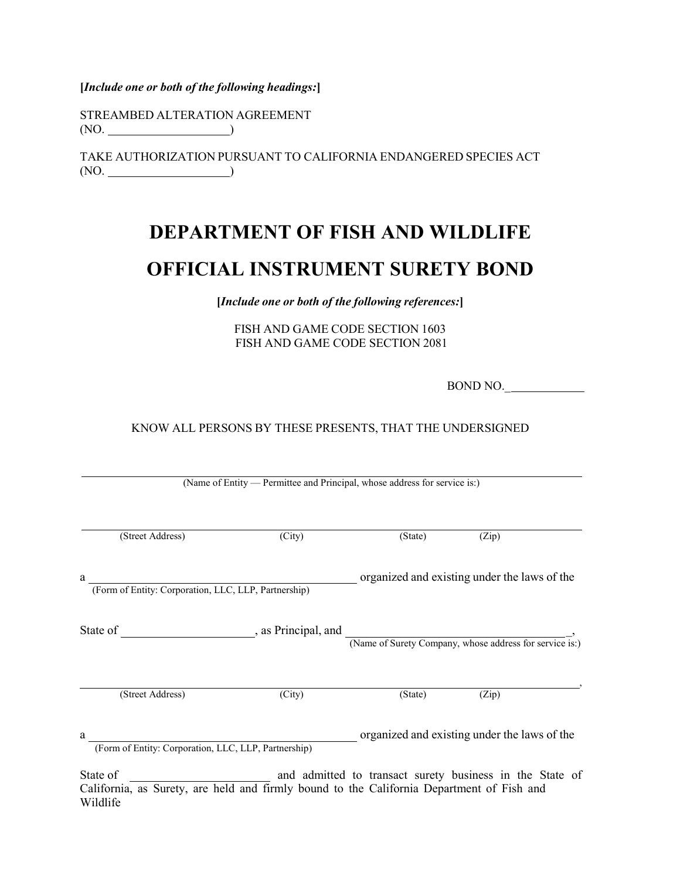**[*Include one or both of the following headings:*]**

STREAMBED ALTERATION AGREEMENT
(NO. ____________________)

TAKE AUTHORIZATION PURSUANT TO CALIFORNIA ENDANGERED SPECIES ACT
(NO. ____________________)

# DEPARTMENT OF FISH AND WILDLIFE

# OFFICIAL INSTRUMENT SURETY BOND

**[*Include one or both of the following references:*]**

FISH AND GAME CODE SECTION 1603
FISH AND GAME CODE SECTION 2081

BOND NO.____________

KNOW ALL PERSONS BY THESE PRESENTS, THAT THE UNDERSIGNED

______________________________________________________________________
(Name of Entity — Permittee and Principal, whose address for service is:)

______________________________________________________________________
(Street Address) (City) (State) (Zip)

a ________________________________________ organized and existing under the laws of the
(Form of Entity: Corporation, LLC, LLP, Partnership)

State of ____________________, as Principal, and ____________________________________,
(Name of Surety Company, whose address for service is:)

______________________________________________________________________,
(Street Address) (City) (State) (Zip)

a ________________________________________ organized and existing under the laws of the
(Form of Entity: Corporation, LLC, LLP, Partnership)

State of ______________________ and admitted to transact surety business in the State of California, as Surety, are held and firmly bound to the California Department of Fish and Wildlife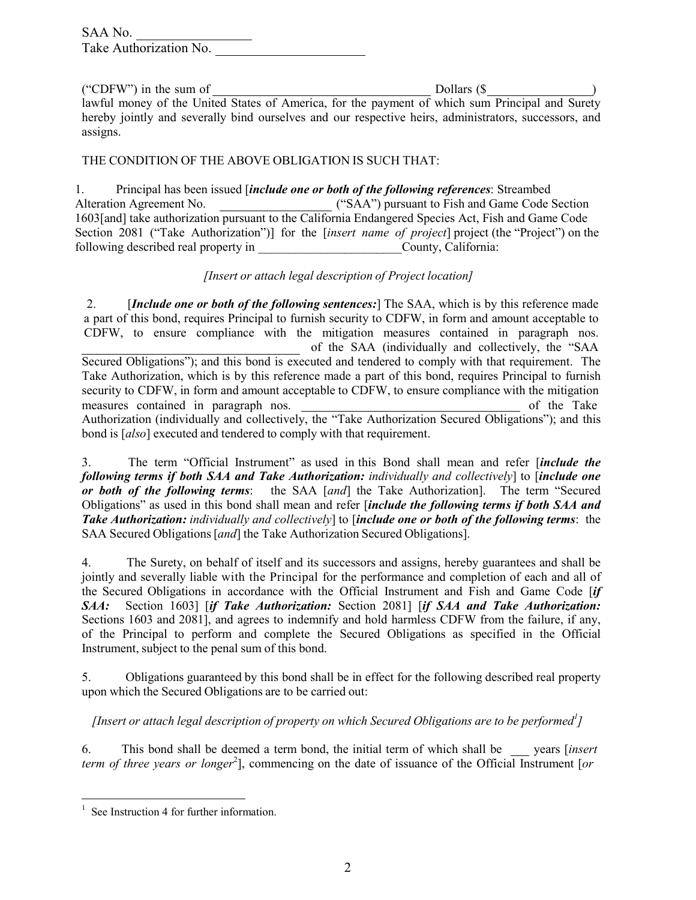SAA No. ________________
Take Authorization No. ____________________

("CDFW") in the sum of ________________________________ Dollars ($_______________) lawful money of the United States of America, for the payment of which sum Principal and Surety hereby jointly and severally bind ourselves and our respective heirs, administrators, successors, and assigns.

THE CONDITION OF THE ABOVE OBLIGATION IS SUCH THAT:

1. Principal has been issued [***include one or both of the following references***: Streambed Alteration Agreement No. _______________ ("SAA") pursuant to Fish and Game Code Section 1603[and] take authorization pursuant to the California Endangered Species Act, Fish and Game Code Section 2081 ("Take Authorization")] for the [*insert name of project*] project (the "Project") on the following described real property in _____________________County, California:

*[Insert or attach legal description of Project location]*

2. [***Include one or both of the following sentences:***] The SAA, which is by this reference made a part of this bond, requires Principal to furnish security to CDFW, in form and amount acceptable to CDFW, to ensure compliance with the mitigation measures contained in paragraph nos. ________________________________ of the SAA (individually and collectively, the "SAA Secured Obligations"); and this bond is executed and tendered to comply with that requirement. The Take Authorization, which is by this reference made a part of this bond, requires Principal to furnish security to CDFW, in form and amount acceptable to CDFW, to ensure compliance with the mitigation measures contained in paragraph nos. ________________________________ of the Take Authorization (individually and collectively, the "Take Authorization Secured Obligations"); and this bond is [*also*] executed and tendered to comply with that requirement.

3. The term "Official Instrument" as used in this Bond shall mean and refer [***include the following terms if both SAA and Take Authorization:*** *individually and collectively*] to [***include one or both of the following terms***: the SAA [*and*] the Take Authorization]. The term "Secured Obligations" as used in this bond shall mean and refer [***include the following terms if both SAA and Take Authorization:*** *individually and collectively*] to [***include one or both of the following terms***: the SAA Secured Obligations [*and*] the Take Authorization Secured Obligations].

4. The Surety, on behalf of itself and its successors and assigns, hereby guarantees and shall be jointly and severally liable with the Principal for the performance and completion of each and all of the Secured Obligations in accordance with the Official Instrument and Fish and Game Code [***if SAA:*** Section 1603] [***if Take Authorization:*** Section 2081] [***if SAA and Take Authorization:*** Sections 1603 and 2081], and agrees to indemnify and hold harmless CDFW from the failure, if any, of the Principal to perform and complete the Secured Obligations as specified in the Official Instrument, subject to the penal sum of this bond.

5. Obligations guaranteed by this bond shall be in effect for the following described real property upon which the Secured Obligations are to be carried out:

*[Insert or attach legal description of property on which Secured Obligations are to be performed[1]]*

6. This bond shall be deemed a term bond, the initial term of which shall be ___ years [*insert term of three years or longer[2]*], commencing on the date of issuance of the Official Instrument [*or*

---

[1] See Instruction 4 for further information.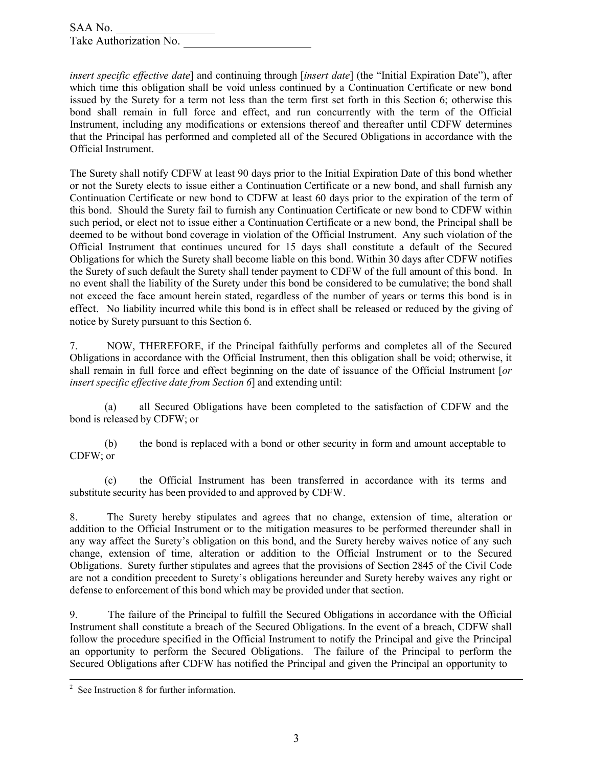SAA No. ________________
Take Authorization No. ______________________

*insert specific effective date*] and continuing through [*insert date*] (the "Initial Expiration Date"), after which time this obligation shall be void unless continued by a Continuation Certificate or new bond issued by the Surety for a term not less than the term first set forth in this Section 6; otherwise this bond shall remain in full force and effect, and run concurrently with the term of the Official Instrument, including any modifications or extensions thereof and thereafter until CDFW determines that the Principal has performed and completed all of the Secured Obligations in accordance with the Official Instrument.

The Surety shall notify CDFW at least 90 days prior to the Initial Expiration Date of this bond whether or not the Surety elects to issue either a Continuation Certificate or a new bond, and shall furnish any Continuation Certificate or new bond to CDFW at least 60 days prior to the expiration of the term of this bond. Should the Surety fail to furnish any Continuation Certificate or new bond to CDFW within such period, or elect not to issue either a Continuation Certificate or a new bond, the Principal shall be deemed to be without bond coverage in violation of the Official Instrument. Any such violation of the Official Instrument that continues uncured for 15 days shall constitute a default of the Secured Obligations for which the Surety shall become liable on this bond. Within 30 days after CDFW notifies the Surety of such default the Surety shall tender payment to CDFW of the full amount of this bond. In no event shall the liability of the Surety under this bond be considered to be cumulative; the bond shall not exceed the face amount herein stated, regardless of the number of years or terms this bond is in effect. No liability incurred while this bond is in effect shall be released or reduced by the giving of notice by Surety pursuant to this Section 6.

7. NOW, THEREFORE, if the Principal faithfully performs and completes all of the Secured Obligations in accordance with the Official Instrument, then this obligation shall be void; otherwise, it shall remain in full force and effect beginning on the date of issuance of the Official Instrument [*or insert specific effective date from Section 6*] and extending until:

(a) all Secured Obligations have been completed to the satisfaction of CDFW and the bond is released by CDFW; or

(b) the bond is replaced with a bond or other security in form and amount acceptable to CDFW; or

(c) the Official Instrument has been transferred in accordance with its terms and substitute security has been provided to and approved by CDFW.

8. The Surety hereby stipulates and agrees that no change, extension of time, alteration or addition to the Official Instrument or to the mitigation measures to be performed thereunder shall in any way affect the Surety's obligation on this bond, and the Surety hereby waives notice of any such change, extension of time, alteration or addition to the Official Instrument or to the Secured Obligations. Surety further stipulates and agrees that the provisions of Section 2845 of the Civil Code are not a condition precedent to Surety's obligations hereunder and Surety hereby waives any right or defense to enforcement of this bond which may be provided under that section.

9. The failure of the Principal to fulfill the Secured Obligations in accordance with the Official Instrument shall constitute a breach of the Secured Obligations. In the event of a breach, CDFW shall follow the procedure specified in the Official Instrument to notify the Principal and give the Principal an opportunity to perform the Secured Obligations. The failure of the Principal to perform the Secured Obligations after CDFW has notified the Principal and given the Principal an opportunity to

---

[2] See Instruction 8 for further information.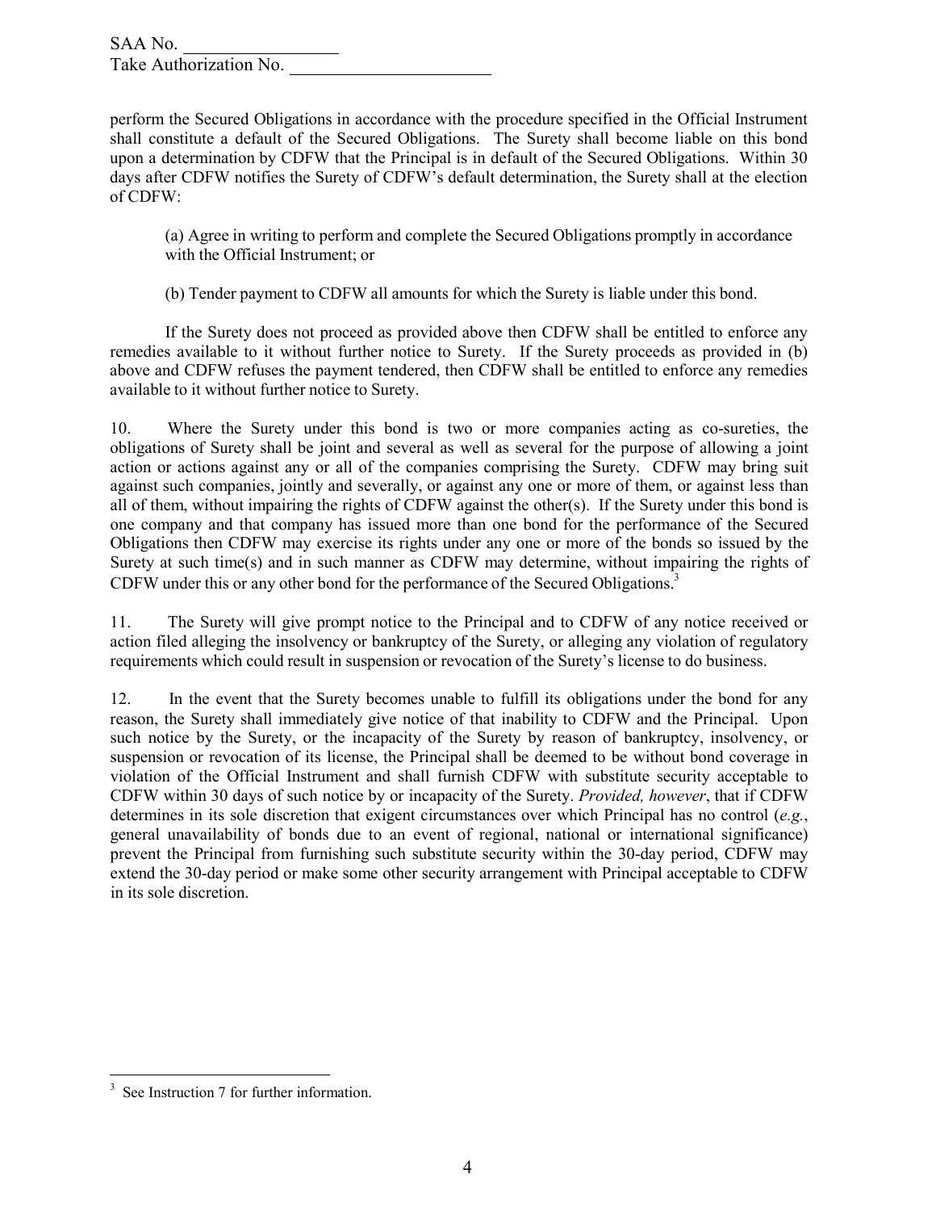perform the Secured Obligations in accordance with the procedure specified in the Official Instrument shall constitute a default of the Secured Obligations. The Surety shall become liable on this bond upon a determination by CDFW that the Principal is in default of the Secured Obligations. Within 30 days after CDFW notifies the Surety of CDFW's default determination, the Surety shall at the election of CDFW:

(a) Agree in writing to perform and complete the Secured Obligations promptly in accordance with the Official Instrument; or

(b) Tender payment to CDFW all amounts for which the Surety is liable under this bond.

If the Surety does not proceed as provided above then CDFW shall be entitled to enforce any remedies available to it without further notice to Surety. If the Surety proceeds as provided in (b) above and CDFW refuses the payment tendered, then CDFW shall be entitled to enforce any remedies available to it without further notice to Surety.

10. Where the Surety under this bond is two or more companies acting as co-sureties, the obligations of Surety shall be joint and several as well as several for the purpose of allowing a joint action or actions against any or all of the companies comprising the Surety. CDFW may bring suit against such companies, jointly and severally, or against any one or more of them, or against less than all of them, without impairing the rights of CDFW against the other(s). If the Surety under this bond is one company and that company has issued more than one bond for the performance of the Secured Obligations then CDFW may exercise its rights under any one or more of the bonds so issued by the Surety at such time(s) and in such manner as CDFW may determine, without impairing the rights of CDFW under this or any other bond for the performance of the Secured Obligations.[3]

11. The Surety will give prompt notice to the Principal and to CDFW of any notice received or action filed alleging the insolvency or bankruptcy of the Surety, or alleging any violation of regulatory requirements which could result in suspension or revocation of the Surety's license to do business.

12. In the event that the Surety becomes unable to fulfill its obligations under the bond for any reason, the Surety shall immediately give notice of that inability to CDFW and the Principal. Upon such notice by the Surety, or the incapacity of the Surety by reason of bankruptcy, insolvency, or suspension or revocation of its license, the Principal shall be deemed to be without bond coverage in violation of the Official Instrument and shall furnish CDFW with substitute security acceptable to CDFW within 30 days of such notice by or incapacity of the Surety. *Provided, however*, that if CDFW determines in its sole discretion that exigent circumstances over which Principal has no control (*e.g.*, general unavailability of bonds due to an event of regional, national or international significance) prevent the Principal from furnishing such substitute security within the 30-day period, CDFW may extend the 30-day period or make some other security arrangement with Principal acceptable to CDFW in its sole discretion.

[3] See Instruction 7 for further information.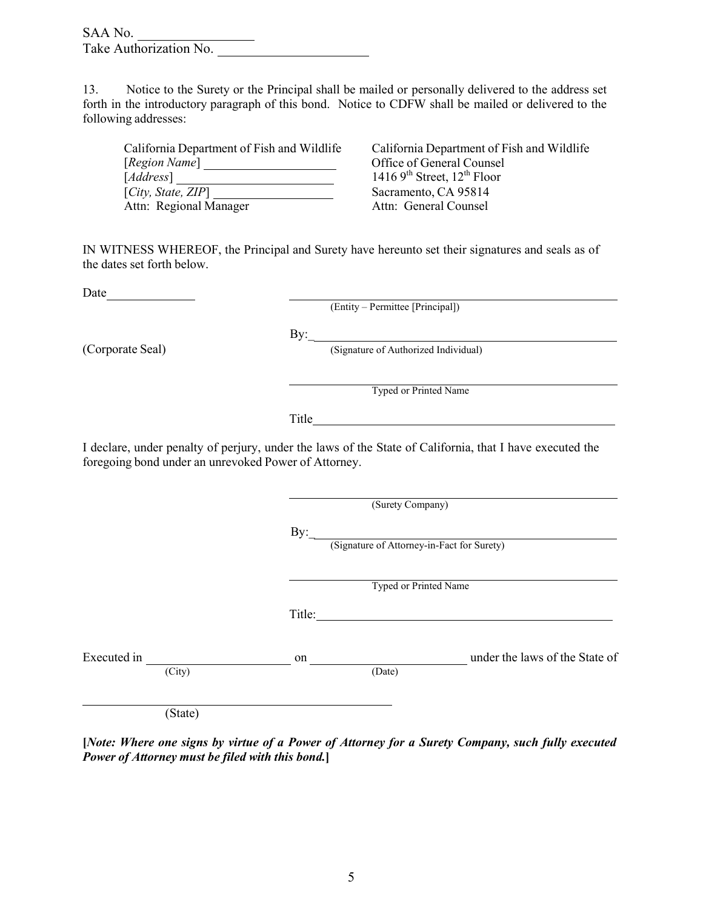SAA No. ________________
Take Authorization No. ____________________

13. Notice to the Surety or the Principal shall be mailed or personally delivered to the address set forth in the introductory paragraph of this bond. Notice to CDFW shall be mailed or delivered to the following addresses:

California Department of Fish and Wildlife
[*Region Name*] ____________________
[*Address*] ________________________
[*City, State, ZIP*] __________________
Attn: Regional Manager

California Department of Fish and Wildlife
Office of General Counsel
1416 9th Street, 12th Floor
Sacramento, CA 95814
Attn: General Counsel

IN WITNESS WHEREOF, the Principal and Surety have hereunto set their signatures and seals as of the dates set forth below.

Date____________

______________________________________________
(Entity – Permittee [Principal])

By:____________________________________________
(Signature of Authorized Individual)

(Corporate Seal)

______________________________________________
Typed or Printed Name

Title___________________________________________

I declare, under penalty of perjury, under the laws of the State of California, that I have executed the foregoing bond under an unrevoked Power of Attorney.

______________________________________________
(Surety Company)

By:____________________________________________
(Signature of Attorney-in-Fact for Surety)

______________________________________________
Typed or Printed Name

Title:__________________________________________

Executed in ____________________ on ____________________ under the laws of the State of
(City) (Date)

______________________________________________
(State)

**[*Note: Where one signs by virtue of a Power of Attorney for a Surety Company, such fully executed Power of Attorney must be filed with this bond.*]**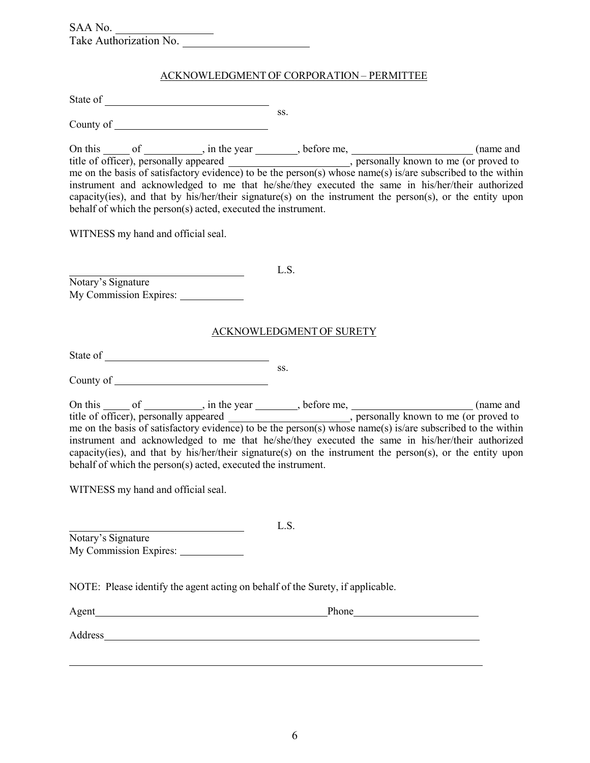SAA No. ________________
Take Authorization No. ______________________

ACKNOWLEDGMENT OF CORPORATION – PERMITTEE

State of ______________________________
ss.
County of ____________________________

On this _____ of __________, in the year _______, before me, ______________________ (name and title of officer), personally appeared ______________________, personally known to me (or proved to me on the basis of satisfactory evidence) to be the person(s) whose name(s) is/are subscribed to the within instrument and acknowledged to me that he/she/they executed the same in his/her/their authorized capacity(ies), and that by his/her/their signature(s) on the instrument the person(s), or the entity upon behalf of which the person(s) acted, executed the instrument.

WITNESS my hand and official seal.

________________________________ L.S.
Notary's Signature
My Commission Expires: ____________

ACKNOWLEDGMENT OF SURETY

State of ______________________________
ss.
County of ____________________________

On this _____ of __________, in the year _______, before me, ______________________ (name and title of officer), personally appeared ______________________, personally known to me (or proved to me on the basis of satisfactory evidence) to be the person(s) whose name(s) is/are subscribed to the within instrument and acknowledged to me that he/she/they executed the same in his/her/their authorized capacity(ies), and that by his/her/their signature(s) on the instrument the person(s), or the entity upon behalf of which the person(s) acted, executed the instrument.

WITNESS my hand and official seal.

________________________________ L.S.
Notary's Signature
My Commission Expires: ____________

NOTE: Please identify the agent acting on behalf of the Surety, if applicable.

Agent ____________________________________________ Phone ______________________

Address __________________________________________________________________________

__________________________________________________________________________________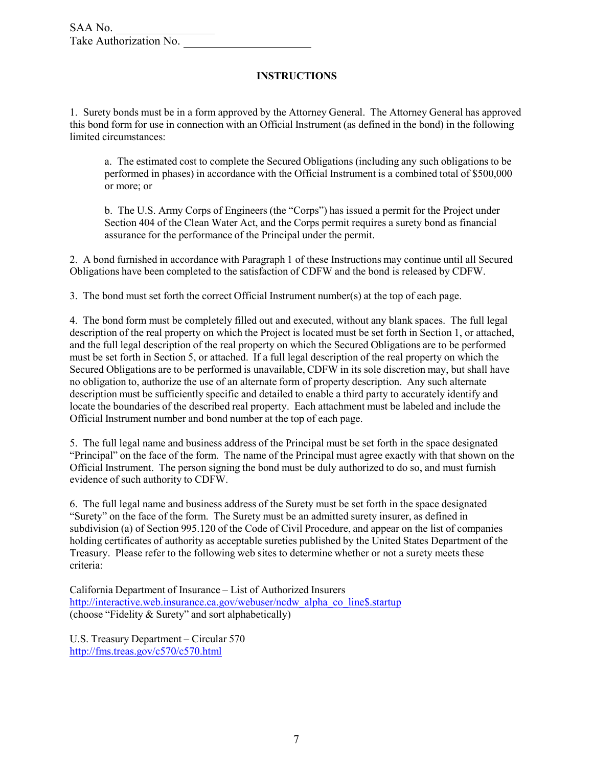SAA No. _________________
Take Authorization No. ______________________

## INSTRUCTIONS

1. Surety bonds must be in a form approved by the Attorney General. The Attorney General has approved this bond form for use in connection with an Official Instrument (as defined in the bond) in the following limited circumstances:

    a. The estimated cost to complete the Secured Obligations (including any such obligations to be performed in phases) in accordance with the Official Instrument is a combined total of $500,000 or more; or

    b. The U.S. Army Corps of Engineers (the "Corps") has issued a permit for the Project under Section 404 of the Clean Water Act, and the Corps permit requires a surety bond as financial assurance for the performance of the Principal under the permit.

2. A bond furnished in accordance with Paragraph 1 of these Instructions may continue until all Secured Obligations have been completed to the satisfaction of CDFW and the bond is released by CDFW.

3. The bond must set forth the correct Official Instrument number(s) at the top of each page.

4. The bond form must be completely filled out and executed, without any blank spaces. The full legal description of the real property on which the Project is located must be set forth in Section 1, or attached, and the full legal description of the real property on which the Secured Obligations are to be performed must be set forth in Section 5, or attached. If a full legal description of the real property on which the Secured Obligations are to be performed is unavailable, CDFW in its sole discretion may, but shall have no obligation to, authorize the use of an alternate form of property description. Any such alternate description must be sufficiently specific and detailed to enable a third party to accurately identify and locate the boundaries of the described real property. Each attachment must be labeled and include the Official Instrument number and bond number at the top of each page.

5. The full legal name and business address of the Principal must be set forth in the space designated "Principal" on the face of the form. The name of the Principal must agree exactly with that shown on the Official Instrument. The person signing the bond must be duly authorized to do so, and must furnish evidence of such authority to CDFW.

6. The full legal name and business address of the Surety must be set forth in the space designated "Surety" on the face of the form. The Surety must be an admitted surety insurer, as defined in subdivision (a) of Section 995.120 of the Code of Civil Procedure, and appear on the list of companies holding certificates of authority as acceptable sureties published by the United States Department of the Treasury. Please refer to the following web sites to determine whether or not a surety meets these criteria:

California Department of Insurance – List of Authorized Insurers
http://interactive.web.insurance.ca.gov/webuser/ncdw_alpha_co_line$.startup
(choose "Fidelity & Surety" and sort alphabetically)

U.S. Treasury Department – Circular 570
http://fms.treas.gov/c570/c570.html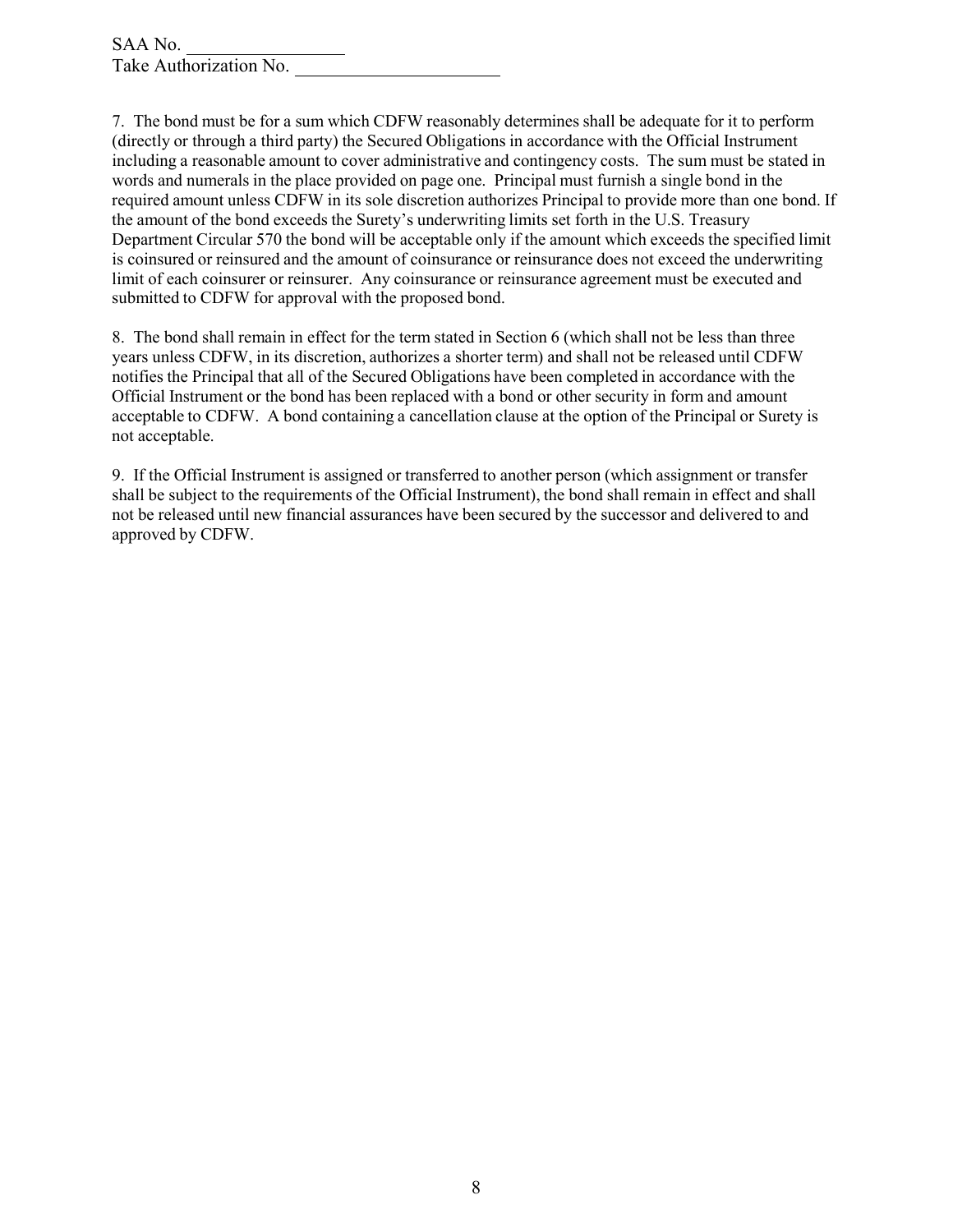7. The bond must be for a sum which CDFW reasonably determines shall be adequate for it to perform (directly or through a third party) the Secured Obligations in accordance with the Official Instrument including a reasonable amount to cover administrative and contingency costs. The sum must be stated in words and numerals in the place provided on page one. Principal must furnish a single bond in the required amount unless CDFW in its sole discretion authorizes Principal to provide more than one bond. If the amount of the bond exceeds the Surety's underwriting limits set forth in the U.S. Treasury Department Circular 570 the bond will be acceptable only if the amount which exceeds the specified limit is coinsured or reinsured and the amount of coinsurance or reinsurance does not exceed the underwriting limit of each coinsurer or reinsurer. Any coinsurance or reinsurance agreement must be executed and submitted to CDFW for approval with the proposed bond.

8. The bond shall remain in effect for the term stated in Section 6 (which shall not be less than three years unless CDFW, in its discretion, authorizes a shorter term) and shall not be released until CDFW notifies the Principal that all of the Secured Obligations have been completed in accordance with the Official Instrument or the bond has been replaced with a bond or other security in form and amount acceptable to CDFW. A bond containing a cancellation clause at the option of the Principal or Surety is not acceptable.

9. If the Official Instrument is assigned or transferred to another person (which assignment or transfer shall be subject to the requirements of the Official Instrument), the bond shall remain in effect and shall not be released until new financial assurances have been secured by the successor and delivered to and approved by CDFW.